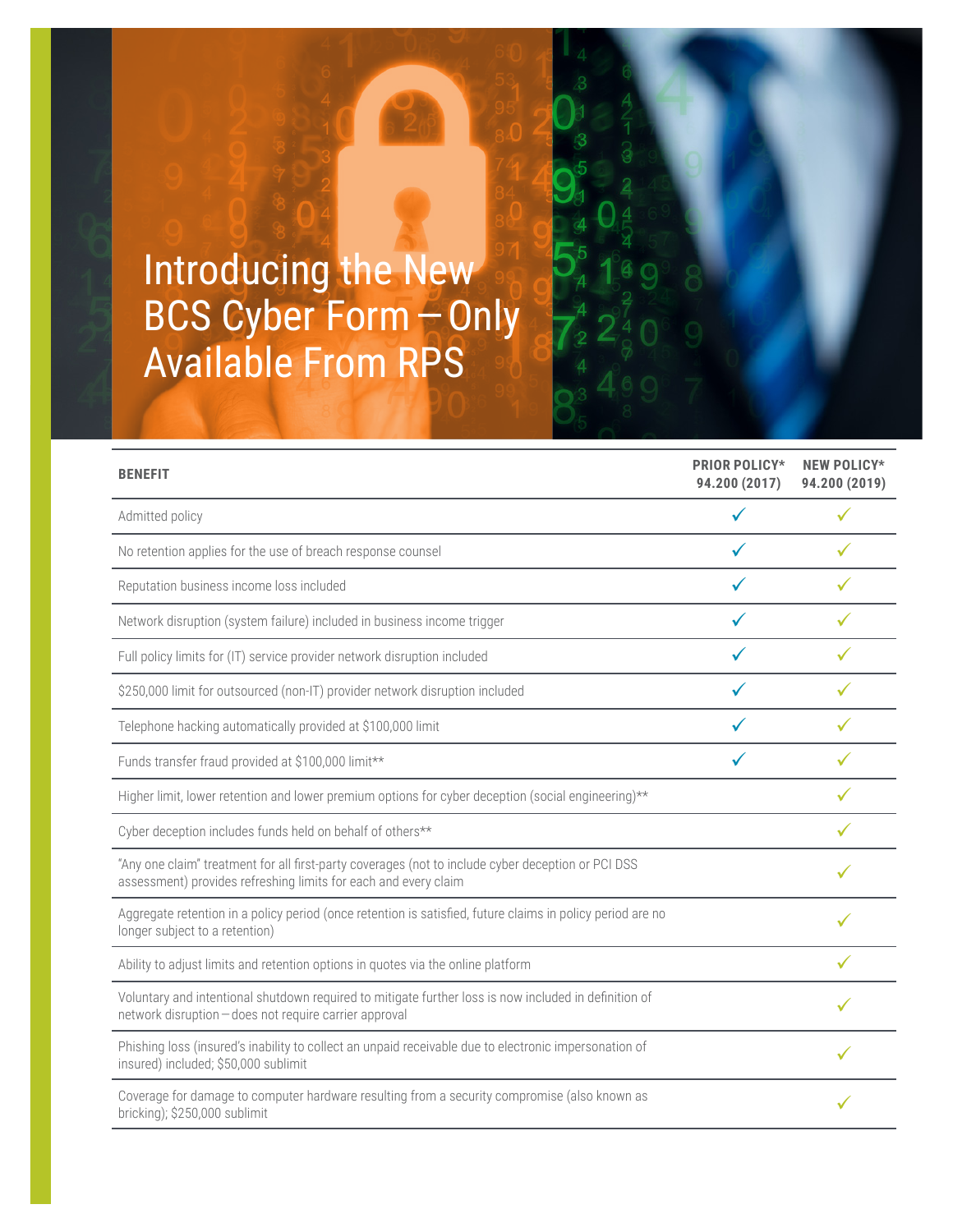# Introducing the New BCS Cyber Form — Only Available From RPS

| BENEFIT | PRIOR POLICY* 94.200 (2017) | NEW POLICY* 94.200 (2019) |
|---|---|---|
| Admitted policy | ✓ | ✓ |
| No retention applies for the use of breach response counsel | ✓ | ✓ |
| Reputation business income loss included | ✓ | ✓ |
| Network disruption (system failure) included in business income trigger | ✓ | ✓ |
| Full policy limits for (IT) service provider network disruption included | ✓ | ✓ |
| $250,000 limit for outsourced (non-IT) provider network disruption included | ✓ | ✓ |
| Telephone hacking automatically provided at $100,000 limit | ✓ | ✓ |
| Funds transfer fraud provided at $100,000 limit** | ✓ | ✓ |
| Higher limit, lower retention and lower premium options for cyber deception (social engineering)** | | ✓ |
| Cyber deception includes funds held on behalf of others** | | ✓ |
| "Any one claim" treatment for all first-party coverages (not to include cyber deception or PCI DSS assessment) provides refreshing limits for each and every claim | | ✓ |
| Aggregate retention in a policy period (once retention is satisfied, future claims in policy period are no longer subject to a retention) | | ✓ |
| Ability to adjust limits and retention options in quotes via the online platform | | ✓ |
| Voluntary and intentional shutdown required to mitigate further loss is now included in definition of network disruption — does not require carrier approval | | ✓ |
| Phishing loss (insured's inability to collect an unpaid receivable due to electronic impersonation of insured) included; $50,000 sublimit | | ✓ |
| Coverage for damage to computer hardware resulting from a security compromise (also known as bricking); $250,000 sublimit | | ✓ |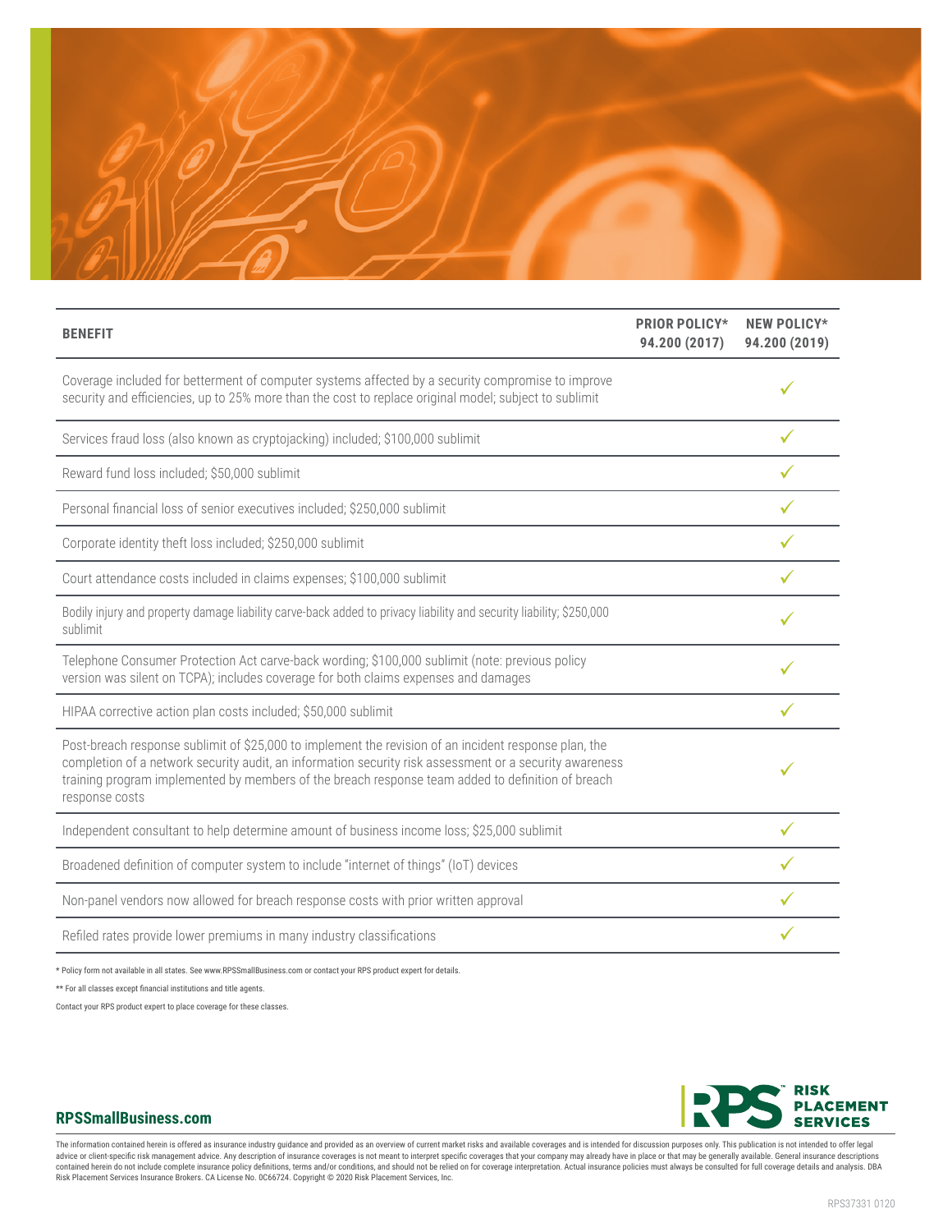| BENEFIT | PRIOR POLICY* 94.200 (2017) | NEW POLICY* 94.200 (2019) |
|---|---|---|
| Coverage included for betterment of computer systems affected by a security compromise to improve security and efficiencies, up to 25% more than the cost to replace original model; subject to sublimit | | ✓ |
| Services fraud loss (also known as cryptojacking) included; $100,000 sublimit | | ✓ |
| Reward fund loss included; $50,000 sublimit | | ✓ |
| Personal financial loss of senior executives included; $250,000 sublimit | | ✓ |
| Corporate identity theft loss included; $250,000 sublimit | | ✓ |
| Court attendance costs included in claims expenses; $100,000 sublimit | | ✓ |
| Bodily injury and property damage liability carve-back added to privacy liability and security liability; $250,000 sublimit | | ✓ |
| Telephone Consumer Protection Act carve-back wording; $100,000 sublimit (note: previous policy version was silent on TCPA); includes coverage for both claims expenses and damages | | ✓ |
| HIPAA corrective action plan costs included; $50,000 sublimit | | ✓ |
| Post-breach response sublimit of $25,000 to implement the revision of an incident response plan, the completion of a network security audit, an information security risk assessment or a security awareness training program implemented by members of the breach response team added to definition of breach response costs | | ✓ |
| Independent consultant to help determine amount of business income loss; $25,000 sublimit | | ✓ |
| Broadened definition of computer system to include "internet of things" (IoT) devices | | ✓ |
| Non-panel vendors now allowed for breach response costs with prior written approval | | ✓ |
| Refiled rates provide lower premiums in many industry classifications | | ✓ |

\* Policy form not available in all states. See www.RPSSmallBusiness.com or contact your RPS product expert for details.

\** For all classes except financial institutions and title agents.

Contact your RPS product expert to place coverage for these classes.

**RPSSmallBusiness.com**

RISK PLACEMENT SERVICES

The information contained herein is offered as insurance industry guidance and provided as an overview of current market risks and available coverages and is intended for discussion purposes only. This publication is not intended to offer legal advice or client-specific risk management advice. Any description of insurance coverages is not meant to interpret specific coverages that your company may already have in place or that may be generally available. General insurance descriptions contained herein do not include complete insurance policy definitions, terms and/or conditions, and should not be relied on for coverage interpretation. Actual insurance policies must always be consulted for full coverage details and analysis. DBA Risk Placement Services Insurance Brokers. CA License No. 0C66724. Copyright © 2020 Risk Placement Services, Inc.

RPS37331 0120